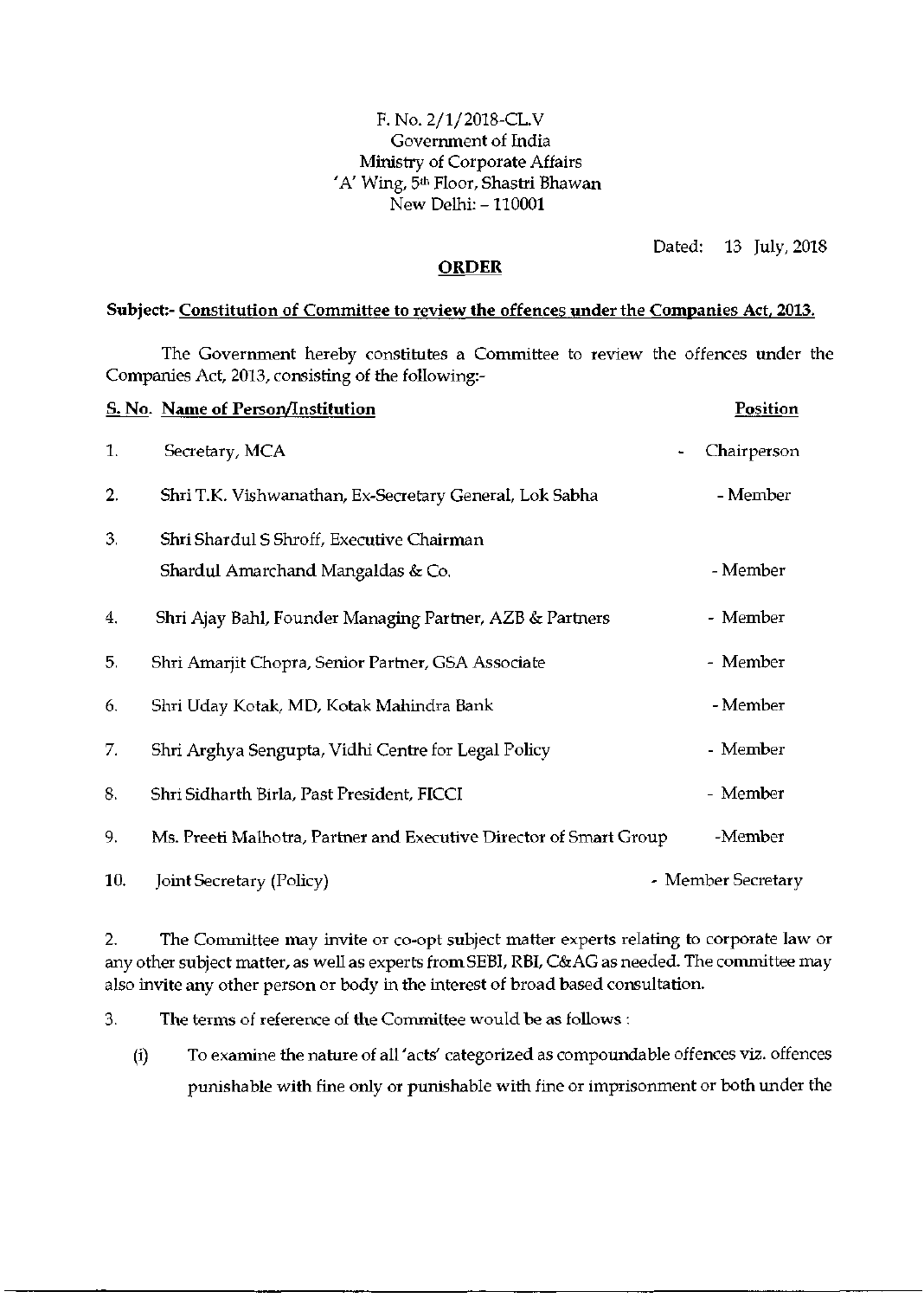F. No. 2/1/2018-CL.V
Government of India
Ministry of Corporate Affairs
'A' Wing, 5th Floor, Shastri Bhawan
New Delhi: – 110001

Dated: 13 July, 2018

## ORDER

**Subject:- Constitution of Committee to review the offences under the Companies Act, 2013.**

The Government hereby constitutes a Committee to review the offences under the Companies Act, 2013, consisting of the following:-

| S. No. | Name of Person/Institution | Position |
|---|---|---|
| 1. | Secretary, MCA | - Chairperson |
| 2. | Shri T.K. Vishwanathan, Ex-Secretary General, Lok Sabha | - Member |
| 3. | Shri Shardul S Shroff, Executive Chairman Shardul Amarchand Mangaldas & Co. | - Member |
| 4. | Shri Ajay Bahl, Founder Managing Partner, AZB & Partners | - Member |
| 5. | Shri Amarjit Chopra, Senior Partner, GSA Associate | - Member |
| 6. | Shri Uday Kotak, MD, Kotak Mahindra Bank | - Member |
| 7. | Shri Arghya Sengupta, Vidhi Centre for Legal Policy | - Member |
| 8. | Shri Sidharth Birla, Past President, FICCI | - Member |
| 9. | Ms. Preeti Malhotra, Partner and Executive Director of Smart Group | -Member |
| 10. | Joint Secretary (Policy) | - Member Secretary |

2. The Committee may invite or co-opt subject matter experts relating to corporate law or any other subject matter, as well as experts from SEBI, RBI, C&AG as needed. The committee may also invite any other person or body in the interest of broad based consultation.

3. The terms of reference of the Committee would be as follows :

   (i) To examine the nature of all 'acts' categorized as compoundable offences viz. offences punishable with fine only or punishable with fine or imprisonment or both under the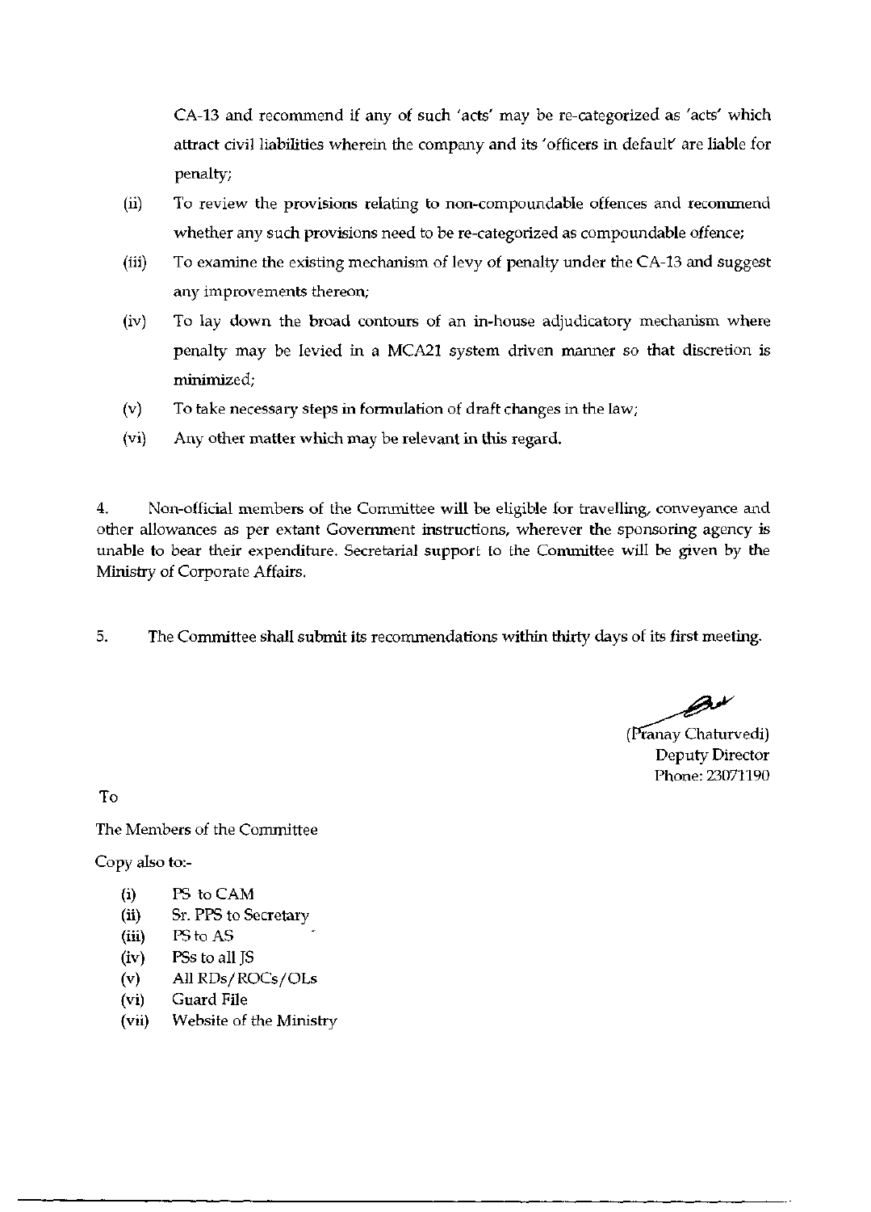CA-13 and recommend if any of such 'acts' may be re-categorized as 'acts' which attract civil liabilities wherein the company and its 'officers in default' are liable for penalty;

(ii) To review the provisions relating to non-compoundable offences and recommend whether any such provisions need to be re-categorized as compoundable offence;

(iii) To examine the existing mechanism of levy of penalty under the CA-13 and suggest any improvements thereon;

(iv) To lay down the broad contours of an in-house adjudicatory mechanism where penalty may be levied in a MCA21 system driven manner so that discretion is minimized;

(v) To take necessary steps in formulation of draft changes in the law;

(vi) Any other matter which may be relevant in this regard.

4. Non-official members of the Committee will be eligible for travelling, conveyance and other allowances as per extant Government instructions, wherever the sponsoring agency is unable to bear their expenditure. Secretarial support to the Committee will be given by the Ministry of Corporate Affairs.

5. The Committee shall submit its recommendations within thirty days of its first meeting.

(Pranay Chaturvedi)
Deputy Director
Phone: 23071190

To

The Members of the Committee

Copy also to:-

(i) PS to CAM
(ii) Sr. PPS to Secretary
(iii) PS to AS
(iv) PSs to all JS
(v) All RDs/ROCs/OLs
(vi) Guard File
(vii) Website of the Ministry